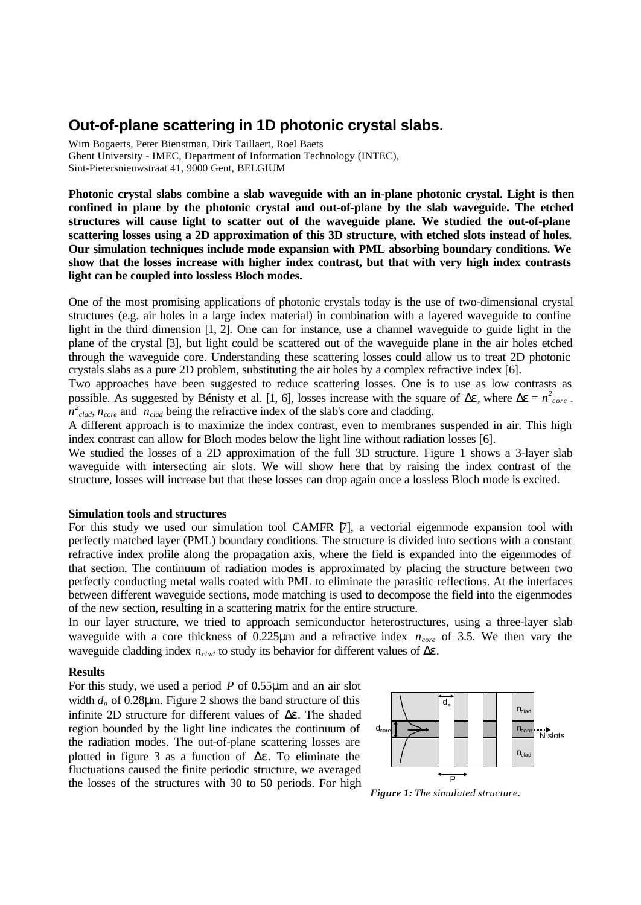# Out-of-plane scattering in 1D photonic crystal slabs.

Wim Bogaerts, Peter Bienstman, Dirk Taillaert, Roel Baets
Ghent University - IMEC, Department of Information Technology (INTEC),
Sint-Pietersnieuwstraat 41, 9000 Gent, BELGIUM

**Photonic crystal slabs combine a slab waveguide with an in-plane photonic crystal. Light is then confined in plane by the photonic crystal and out-of-plane by the slab waveguide. The etched structures will cause light to scatter out of the waveguide plane. We studied the out-of-plane scattering losses using a 2D approximation of this 3D structure, with etched slots instead of holes. Our simulation techniques include mode expansion with PML absorbing boundary conditions. We show that the losses increase with higher index contrast, but that with very high index contrasts light can be coupled into lossless Bloch modes.**

One of the most promising applications of photonic crystals today is the use of two-dimensional crystal structures (e.g. air holes in a large index material) in combination with a layered waveguide to confine light in the third dimension [1, 2]. One can for instance, use a channel waveguide to guide light in the plane of the crystal [3], but light could be scattered out of the waveguide plane in the air holes etched through the waveguide core. Understanding these scattering losses could allow us to treat 2D photonic crystals slabs as a pure 2D problem, substituting the air holes by a complex refractive index [6].

Two approaches have been suggested to reduce scattering losses. One is to use as low contrasts as possible. As suggested by Bénisty et al. [1, 6], losses increase with the square of $\Delta\varepsilon$, where $\Delta\varepsilon = n^2_{core} - n^2_{clad}$, $n_{core}$ and $n_{clad}$ being the refractive index of the slab's core and cladding.

A different approach is to maximize the index contrast, even to membranes suspended in air. This high index contrast can allow for Bloch modes below the light line without radiation losses [6].

We studied the losses of a 2D approximation of the full 3D structure. Figure 1 shows a 3-layer slab waveguide with intersecting air slots. We will show here that by raising the index contrast of the structure, losses will increase but that these losses can drop again once a lossless Bloch mode is excited.

### Simulation tools and structures

For this study we used our simulation tool CAMFR [7], a vectorial eigenmode expansion tool with perfectly matched layer (PML) boundary conditions. The structure is divided into sections with a constant refractive index profile along the propagation axis, where the field is expanded into the eigenmodes of that section. The continuum of radiation modes is approximated by placing the structure between two perfectly conducting metal walls coated with PML to eliminate the parasitic reflections. At the interfaces between different waveguide sections, mode matching is used to decompose the field into the eigenmodes of the new section, resulting in a scattering matrix for the entire structure.

In our layer structure, we tried to approach semiconductor heterostructures, using a three-layer slab waveguide with a core thickness of 0.225μm and a refractive index $n_{core}$ of 3.5. We then vary the waveguide cladding index $n_{clad}$ to study its behavior for different values of $\Delta\varepsilon$.

### Results

For this study, we used a period $P$ of 0.55μm and an air slot width $d_a$ of 0.28μm. Figure 2 shows the band structure of this infinite 2D structure for different values of $\Delta\varepsilon$. The shaded region bounded by the light line indicates the continuum of the radiation modes. The out-of-plane scattering losses are plotted in figure 3 as a function of $\Delta\varepsilon$. To eliminate the fluctuations caused the finite periodic structure, we averaged the losses of the structures with 30 to 50 periods. For high

*Figure 1: The simulated structure.*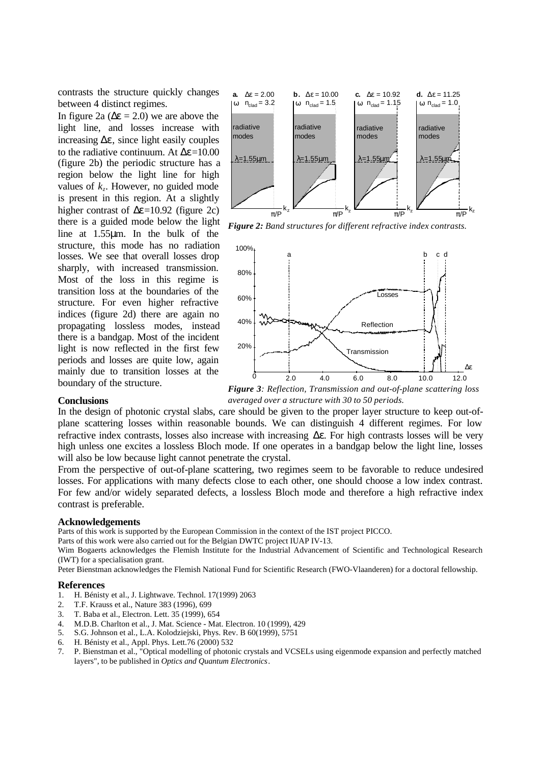contrasts the structure quickly changes between 4 distinct regimes.

In figure 2a ($\Delta\varepsilon = 2.0$) we are above the light line, and losses increase with increasing $\Delta\varepsilon$, since light easily couples to the radiative continuum. At $\Delta\varepsilon$=10.00 (figure 2b) the periodic structure has a region below the light line for high values of $k_z$. However, no guided mode is present in this region. At a slightly higher contrast of $\Delta\varepsilon$=10.92 (figure 2c) there is a guided mode below the light line at 1.55µm. In the bulk of the structure, this mode has no radiation losses. We see that overall losses drop sharply, with increased transmission. Most of the loss in this regime is transition loss at the boundaries of the structure. For even higher refractive indices (figure 2d) there are again no propagating lossless modes, instead there is a bandgap. Most of the incident light is now reflected in the first few periods and losses are quite low, again mainly due to transition losses at the boundary of the structure.

a. $\Delta\varepsilon$ = 2.00
$\omega$ $n_{clad}$ = 3.2
radiative modes
λ=1.55µm
π/P
$k_z$

b. $\Delta\varepsilon$ = 10.00
$\omega$ $n_{clad}$ = 1.5
radiative modes
λ=1.55µm
π/P
$k_z$

c. $\Delta\varepsilon$ = 10.92
$\omega$ $n_{clad}$ = 1.15
radiative modes
λ=1.55µm
π/P
$k_z$

d. $\Delta\varepsilon$ = 11.25
$\omega$ $n_{clad}$ = 1.0
radiative modes
λ=1.55µm
π/P
$k_z$

*Figure 2: Band structures for different refractive index contrasts.*

100%
80%
60%
40%
20%
0
2.0
4.0
6.0
8.0
10.0
12.0
$\Delta\varepsilon$
a
b
c
d
Losses
Reflection
Transmission

*Figure 3: Reflection, Transmission and out-of-plane scattering loss averaged over a structure with 30 to 50 periods.*

## Conclusions

In the design of photonic crystal slabs, care should be given to the proper layer structure to keep out-of-plane scattering losses within reasonable bounds. We can distinguish 4 different regimes. For low refractive index contrasts, losses also increase with increasing $\Delta\varepsilon$. For high contrasts losses will be very high unless one excites a lossless Bloch mode. If one operates in a bandgap below the light line, losses will also be low because light cannot penetrate the crystal.

From the perspective of out-of-plane scattering, two regimes seem to be favorable to reduce undesired losses. For applications with many defects close to each other, one should choose a low index contrast. For few and/or widely separated defects, a lossless Bloch mode and therefore a high refractive index contrast is preferable.

## Acknowledgements

Parts of this work is supported by the European Commission in the context of the IST project PICCO.

Parts of this work were also carried out for the Belgian DWTC project IUAP IV-13.

Wim Bogaerts acknowledges the Flemish Institute for the Industrial Advancement of Scientific and Technological Research (IWT) for a specialisation grant.

Peter Bienstman acknowledges the Flemish National Fund for Scientific Research (FWO-Vlaanderen) for a doctoral fellowship.

## References

1. H. Bénisty et al., J. Lightwave. Technol. 17(1999) 2063
2. T.F. Krauss et al., Nature 383 (1996), 699
3. T. Baba et al., Electron. Lett. 35 (1999), 654
4. M.D.B. Charlton et al., J. Mat. Science - Mat. Electron. 10 (1999), 429
5. S.G. Johnson et al., L.A. Kolodziejski, Phys. Rev. B 60(1999), 5751
6. H. Bénisty et al., Appl. Phys. Lett.76 (2000) 532
7. P. Bienstman et al., "Optical modelling of photonic crystals and VCSELs using eigenmode expansion and perfectly matched layers", to be published in *Optics and Quantum Electronics*.